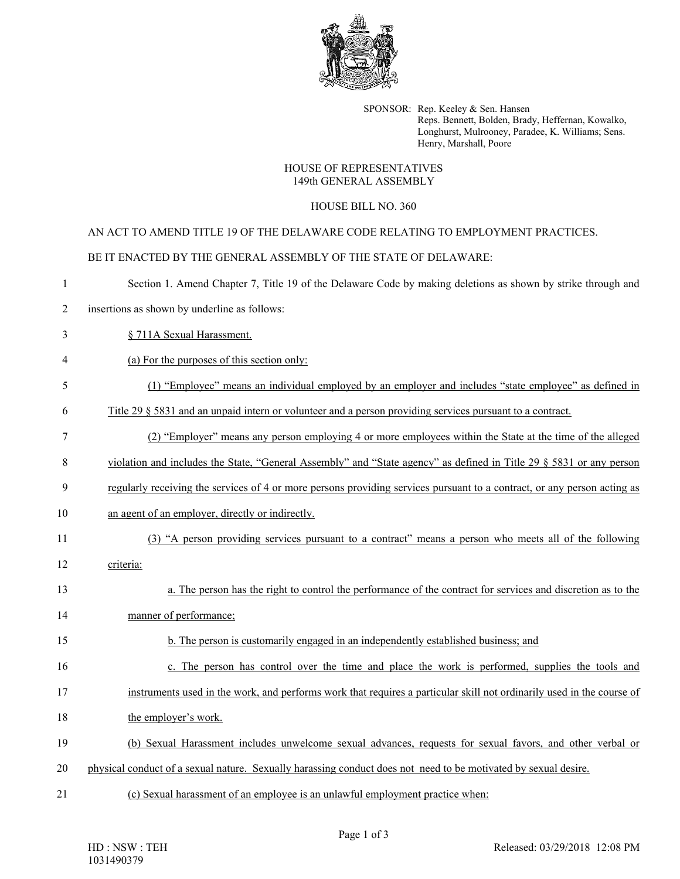SPONSOR: Rep. Keeley & Sen. Hansen
Reps. Bennett, Bolden, Brady, Heffernan, Kowalko, Longhurst, Mulrooney, Paradee, K. Williams; Sens. Henry, Marshall, Poore

HOUSE OF REPRESENTATIVES
149th GENERAL ASSEMBLY

HOUSE BILL NO. 360

AN ACT TO AMEND TITLE 19 OF THE DELAWARE CODE RELATING TO EMPLOYMENT PRACTICES.

BE IT ENACTED BY THE GENERAL ASSEMBLY OF THE STATE OF DELAWARE:

1 Section 1. Amend Chapter 7, Title 19 of the Delaware Code by making deletions as shown by strike through and
2 insertions as shown by underline as follows:

3 § 711A Sexual Harassment.

4 (a) For the purposes of this section only:

5 (1) "Employee" means an individual employed by an employer and includes "state employee" as defined in
6 Title 29 § 5831 and an unpaid intern or volunteer and a person providing services pursuant to a contract.

7 (2) "Employer" means any person employing 4 or more employees within the State at the time of the alleged
8 violation and includes the State, "General Assembly" and "State agency" as defined in Title 29 § 5831 or any person
9 regularly receiving the services of 4 or more persons providing services pursuant to a contract, or any person acting as
10 an agent of an employer, directly or indirectly.

11 (3) "A person providing services pursuant to a contract" means a person who meets all of the following
12 criteria:

13 a. The person has the right to control the performance of the contract for services and discretion as to the
14 manner of performance;

15 b. The person is customarily engaged in an independently established business; and

16 c. The person has control over the time and place the work is performed, supplies the tools and
17 instruments used in the work, and performs work that requires a particular skill not ordinarily used in the course of
18 the employer's work.

19 (b) Sexual Harassment includes unwelcome sexual advances, requests for sexual favors, and other verbal or
20 physical conduct of a sexual nature. Sexually harassing conduct does not need to be motivated by sexual desire.

21 (c) Sexual harassment of an employee is an unlawful employment practice when:

HD : NSW : TEH
1031490379

Released: 03/29/2018 12:08 PM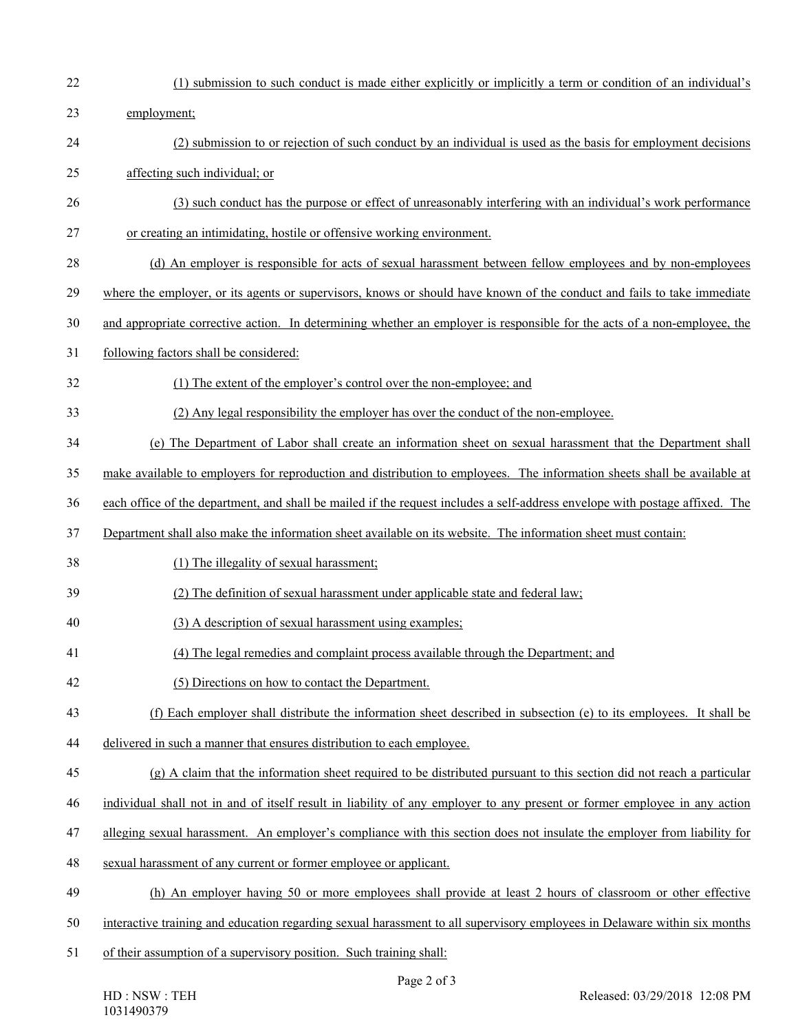(1) submission to such conduct is made either explicitly or implicitly a term or condition of an individual's employment;

(2) submission to or rejection of such conduct by an individual is used as the basis for employment decisions affecting such individual; or

(3) such conduct has the purpose or effect of unreasonably interfering with an individual's work performance or creating an intimidating, hostile or offensive working environment.

(d) An employer is responsible for acts of sexual harassment between fellow employees and by non-employees where the employer, or its agents or supervisors, knows or should have known of the conduct and fails to take immediate and appropriate corrective action. In determining whether an employer is responsible for the acts of a non-employee, the following factors shall be considered:

(1) The extent of the employer's control over the non-employee; and

(2) Any legal responsibility the employer has over the conduct of the non-employee.

(e) The Department of Labor shall create an information sheet on sexual harassment that the Department shall make available to employers for reproduction and distribution to employees. The information sheets shall be available at each office of the department, and shall be mailed if the request includes a self-address envelope with postage affixed. The Department shall also make the information sheet available on its website. The information sheet must contain:

(1) The illegality of sexual harassment;

(2) The definition of sexual harassment under applicable state and federal law;

(3) A description of sexual harassment using examples;

(4) The legal remedies and complaint process available through the Department; and

(5) Directions on how to contact the Department.

(f) Each employer shall distribute the information sheet described in subsection (e) to its employees. It shall be delivered in such a manner that ensures distribution to each employee.

(g) A claim that the information sheet required to be distributed pursuant to this section did not reach a particular individual shall not in and of itself result in liability of any employer to any present or former employee in any action alleging sexual harassment. An employer's compliance with this section does not insulate the employer from liability for sexual harassment of any current or former employee or applicant.

(h) An employer having 50 or more employees shall provide at least 2 hours of classroom or other effective interactive training and education regarding sexual harassment to all supervisory employees in Delaware within six months of their assumption of a supervisory position. Such training shall: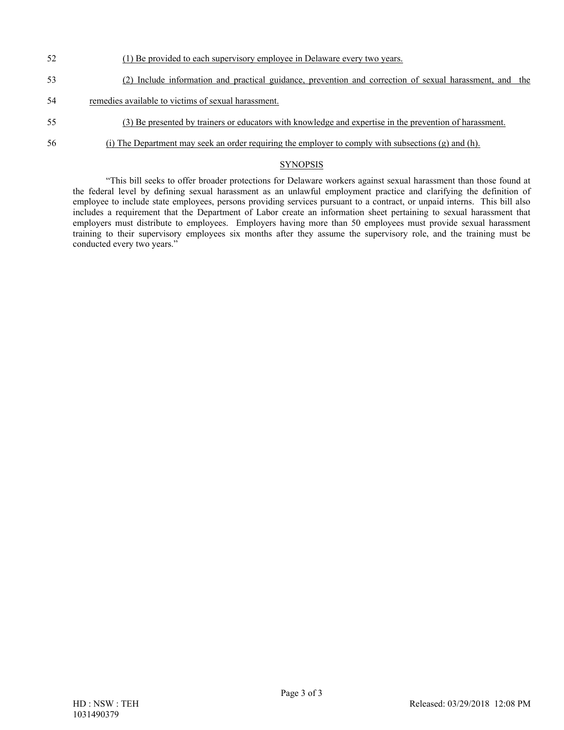(1) Be provided to each supervisory employee in Delaware every two years.

(2) Include information and practical guidance, prevention and correction of sexual harassment, and the remedies available to victims of sexual harassment.

(3) Be presented by trainers or educators with knowledge and expertise in the prevention of harassment.

(i) The Department may seek an order requiring the employer to comply with subsections (g) and (h).

## SYNOPSIS

"This bill seeks to offer broader protections for Delaware workers against sexual harassment than those found at the federal level by defining sexual harassment as an unlawful employment practice and clarifying the definition of employee to include state employees, persons providing services pursuant to a contract, or unpaid interns. This bill also includes a requirement that the Department of Labor create an information sheet pertaining to sexual harassment that employers must distribute to employees. Employers having more than 50 employees must provide sexual harassment training to their supervisory employees six months after they assume the supervisory role, and the training must be conducted every two years."

HD : NSW : TEH
1031490379

Released: 03/29/2018 12:08 PM